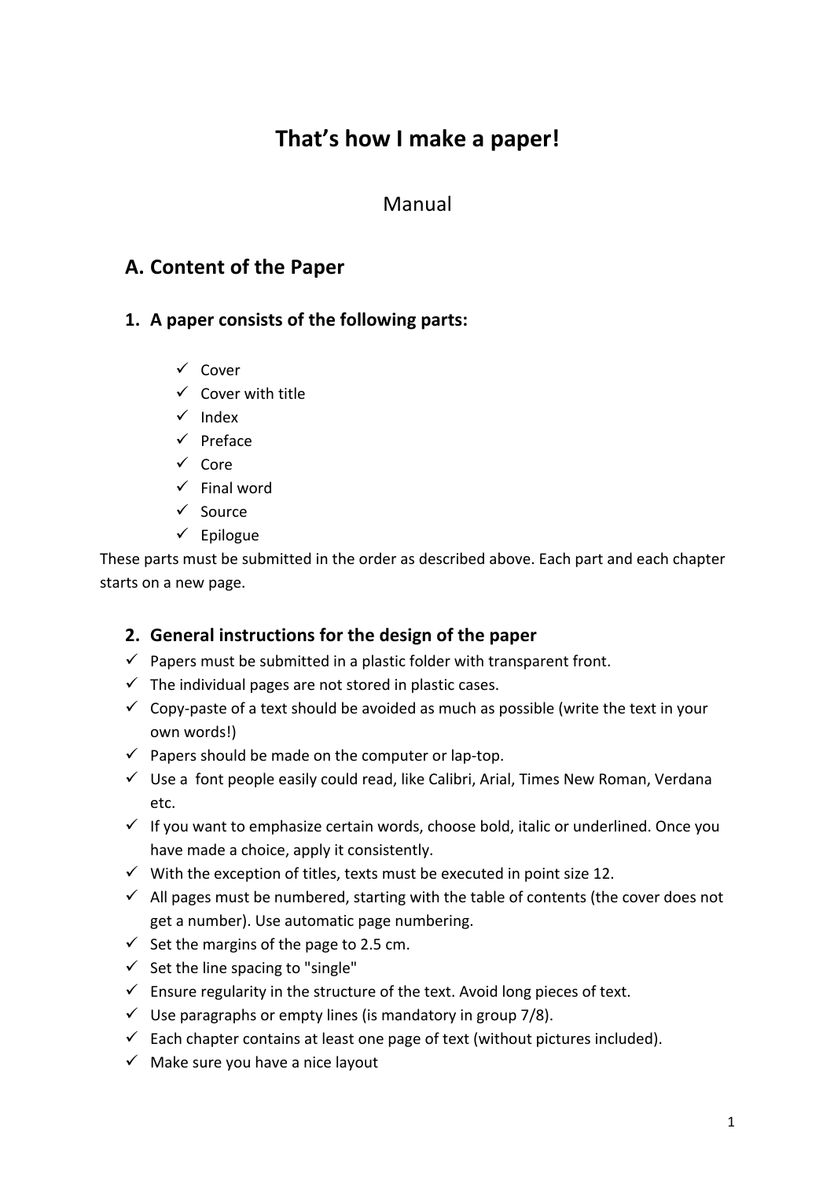# That's how I make a paper!

Manual

## A. Content of the Paper

### 1. A paper consists of the following parts:

- ✓ Cover
- ✓ Cover with title
- ✓ Index
- ✓ Preface
- ✓ Core
- ✓ Final word
- ✓ Source
- ✓ Epilogue

These parts must be submitted in the order as described above. Each part and each chapter starts on a new page.

### 2. General instructions for the design of the paper

- ✓ Papers must be submitted in a plastic folder with transparent front.
- ✓ The individual pages are not stored in plastic cases.
- ✓ Copy-paste of a text should be avoided as much as possible (write the text in your own words!)
- ✓ Papers should be made on the computer or lap-top.
- ✓ Use a font people easily could read, like Calibri, Arial, Times New Roman, Verdana etc.
- ✓ If you want to emphasize certain words, choose bold, italic or underlined. Once you have made a choice, apply it consistently.
- ✓ With the exception of titles, texts must be executed in point size 12.
- ✓ All pages must be numbered, starting with the table of contents (the cover does not get a number). Use automatic page numbering.
- ✓ Set the margins of the page to 2.5 cm.
- ✓ Set the line spacing to "single"
- ✓ Ensure regularity in the structure of the text. Avoid long pieces of text.
- ✓ Use paragraphs or empty lines (is mandatory in group 7/8).
- ✓ Each chapter contains at least one page of text (without pictures included).
- ✓ Make sure you have a nice layout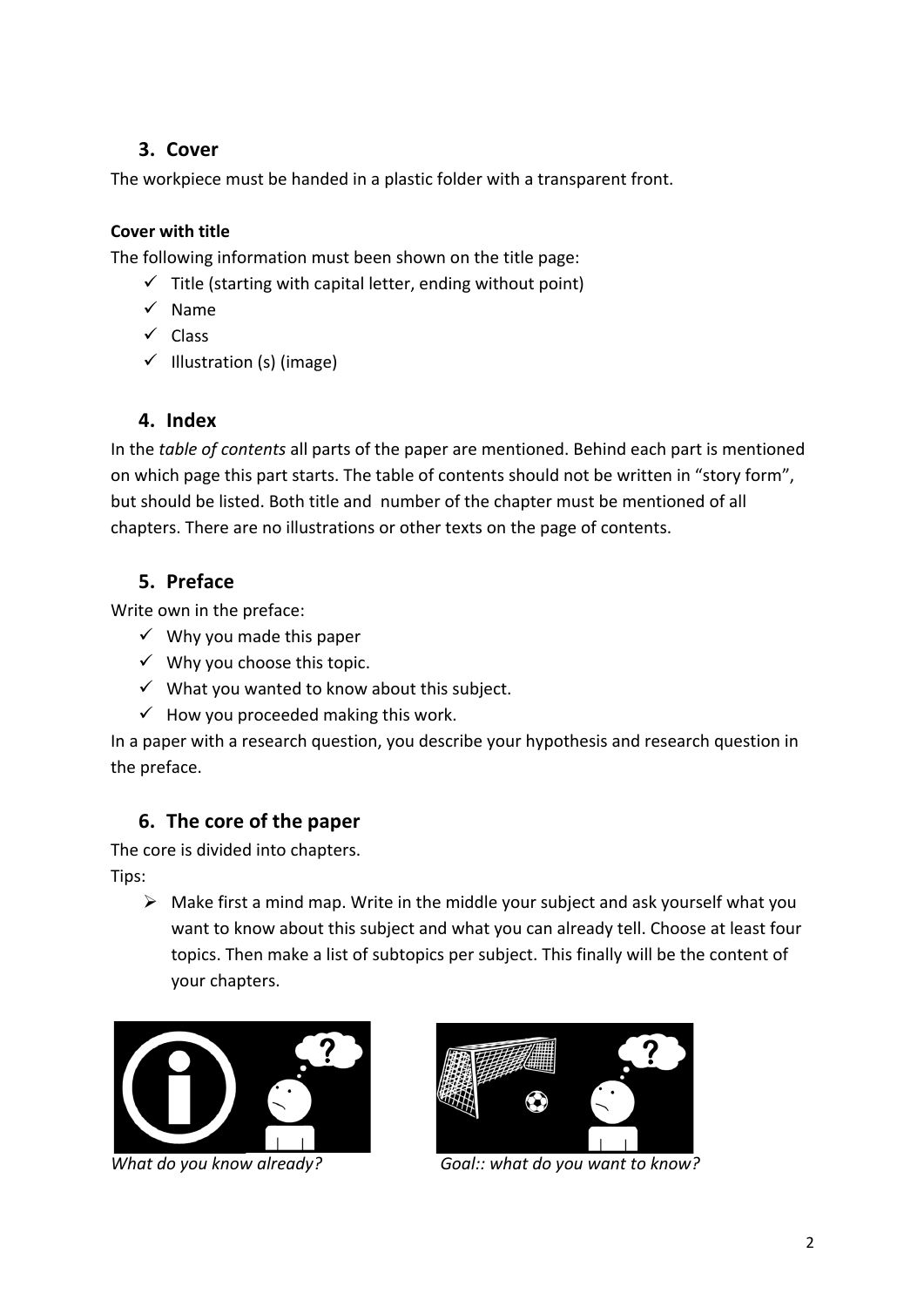## 3. Cover

The workpiece must be handed in a plastic folder with a transparent front.

**Cover with title**

The following information must been shown on the title page:

- ✓ Title (starting with capital letter, ending without point)
- ✓ Name
- ✓ Class
- ✓ Illustration (s) (image)

## 4. Index

In the *table of contents* all parts of the paper are mentioned. Behind each part is mentioned on which page this part starts. The table of contents should not be written in "story form", but should be listed. Both title and number of the chapter must be mentioned of all chapters. There are no illustrations or other texts on the page of contents.

## 5. Preface

Write own in the preface:

- ✓ Why you made this paper
- ✓ Why you choose this topic.
- ✓ What you wanted to know about this subject.
- ✓ How you proceeded making this work.

In a paper with a research question, you describe your hypothesis and research question in the preface.

## 6. The core of the paper

The core is divided into chapters.

Tips:

- ➢ Make first a mind map. Write in the middle your subject and ask yourself what you want to know about this subject and what you can already tell. Choose at least four topics. Then make a list of subtopics per subject. This finally will be the content of your chapters.

*What do you know already?*

*Goal:: what do you want to know?*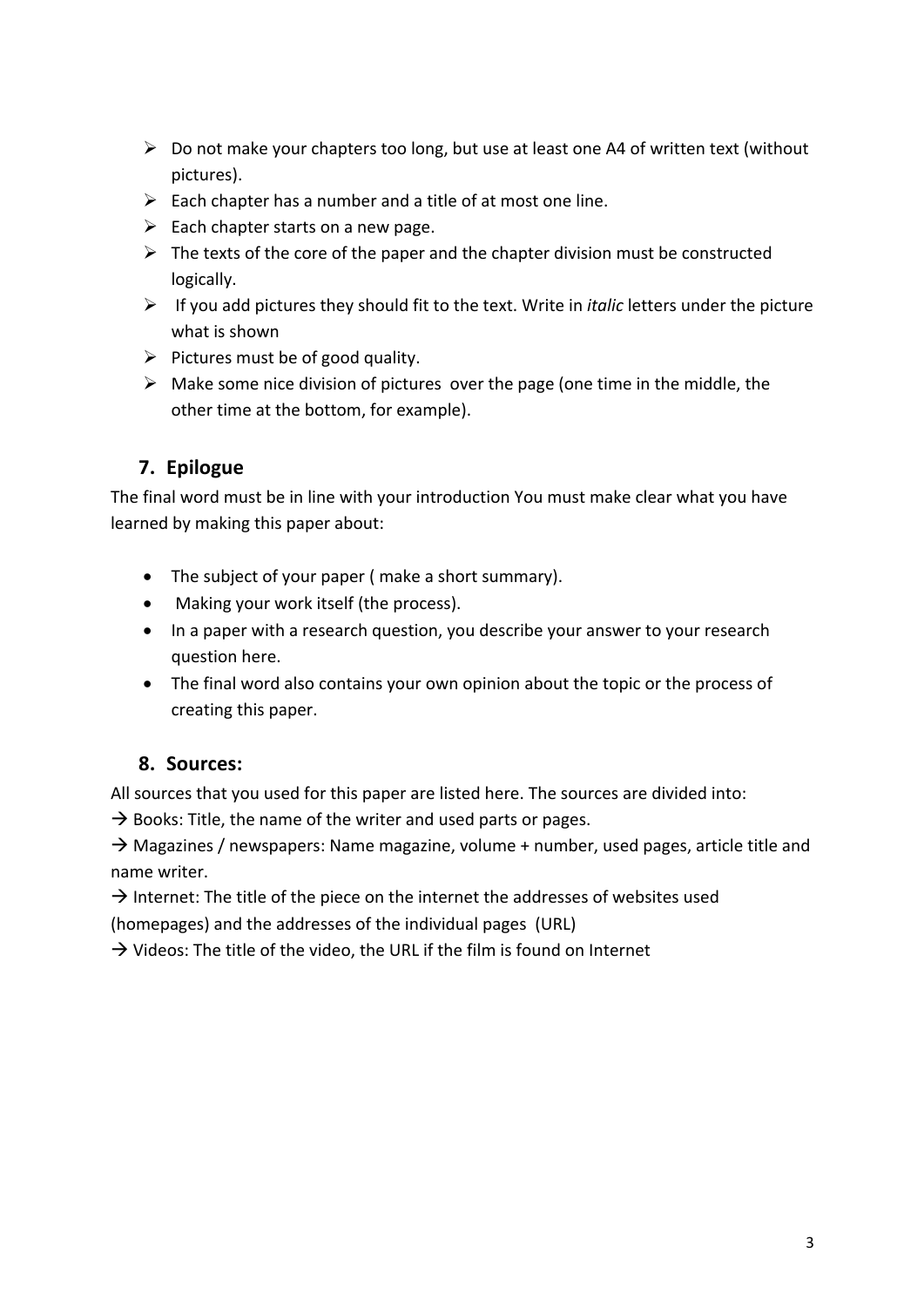- Do not make your chapters too long, but use at least one A4 of written text (without pictures).
- Each chapter has a number and a title of at most one line.
- Each chapter starts on a new page.
- The texts of the core of the paper and the chapter division must be constructed logically.
- If you add pictures they should fit to the text. Write in *italic* letters under the picture what is shown
- Pictures must be of good quality.
- Make some nice division of pictures over the page (one time in the middle, the other time at the bottom, for example).

## 7. Epilogue

The final word must be in line with your introduction You must make clear what you have learned by making this paper about:

- The subject of your paper ( make a short summary).
- Making your work itself (the process).
- In a paper with a research question, you describe your answer to your research question here.
- The final word also contains your own opinion about the topic or the process of creating this paper.

## 8. Sources:

All sources that you used for this paper are listed here. The sources are divided into:

→ Books: Title, the name of the writer and used parts or pages.

→ Magazines / newspapers: Name magazine, volume + number, used pages, article title and name writer.

→ Internet: The title of the piece on the internet the addresses of websites used (homepages) and the addresses of the individual pages (URL)

→ Videos: The title of the video, the URL if the film is found on Internet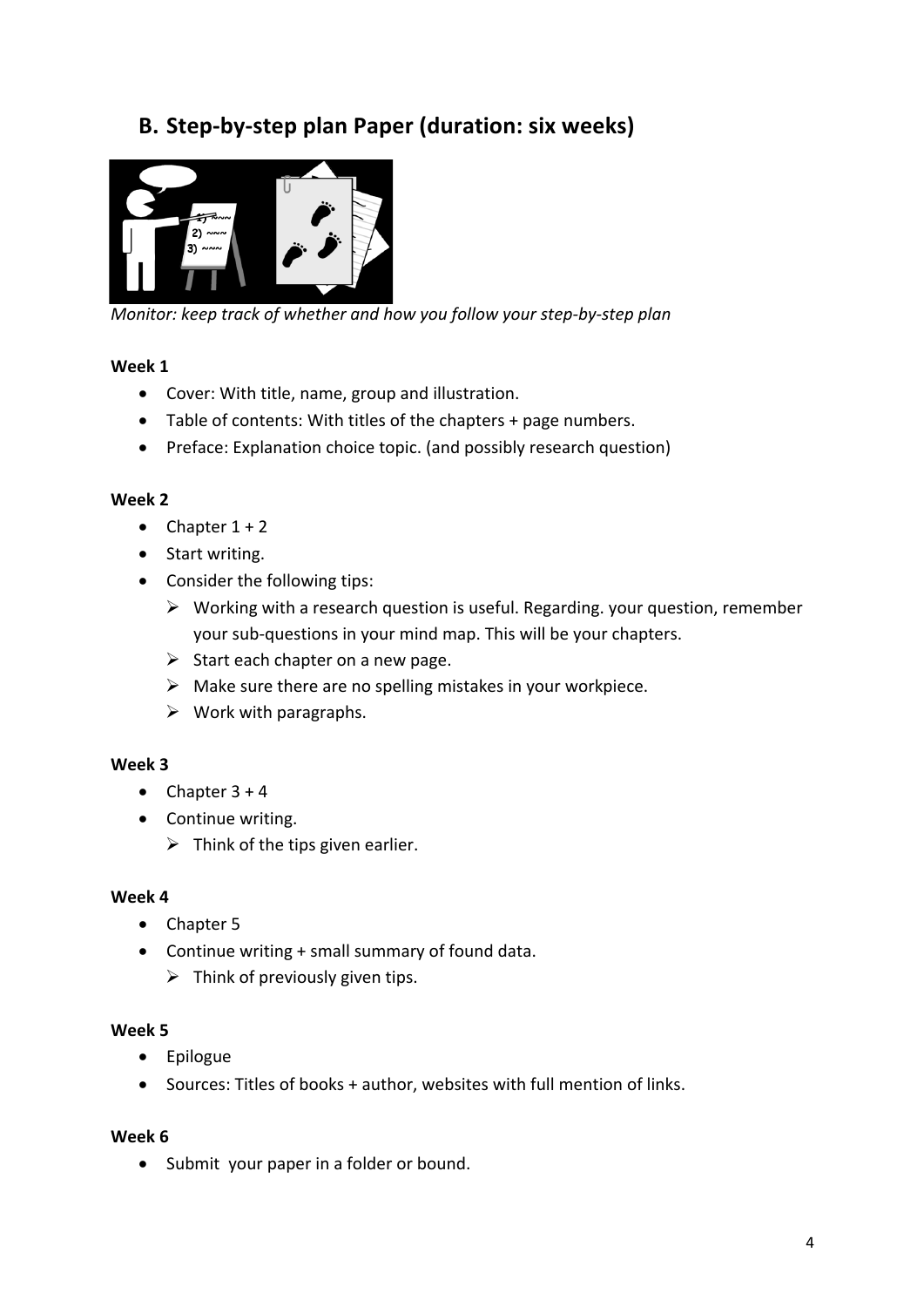## B. Step-by-step plan Paper (duration: six weeks)

*Monitor: keep track of whether and how you follow your step-by-step plan*

**Week 1**

- Cover: With title, name, group and illustration.
- Table of contents: With titles of the chapters + page numbers.
- Preface: Explanation choice topic. (and possibly research question)

**Week 2**

- Chapter 1 + 2
- Start writing.
- Consider the following tips:
  - Working with a research question is useful. Regarding. your question, remember your sub-questions in your mind map. This will be your chapters.
  - Start each chapter on a new page.
  - Make sure there are no spelling mistakes in your workpiece.
  - Work with paragraphs.

**Week 3**

- Chapter 3 + 4
- Continue writing.
  - Think of the tips given earlier.

**Week 4**

- Chapter 5
- Continue writing + small summary of found data.
  - Think of previously given tips.

**Week 5**

- Epilogue
- Sources: Titles of books + author, websites with full mention of links.

**Week 6**

- Submit your paper in a folder or bound.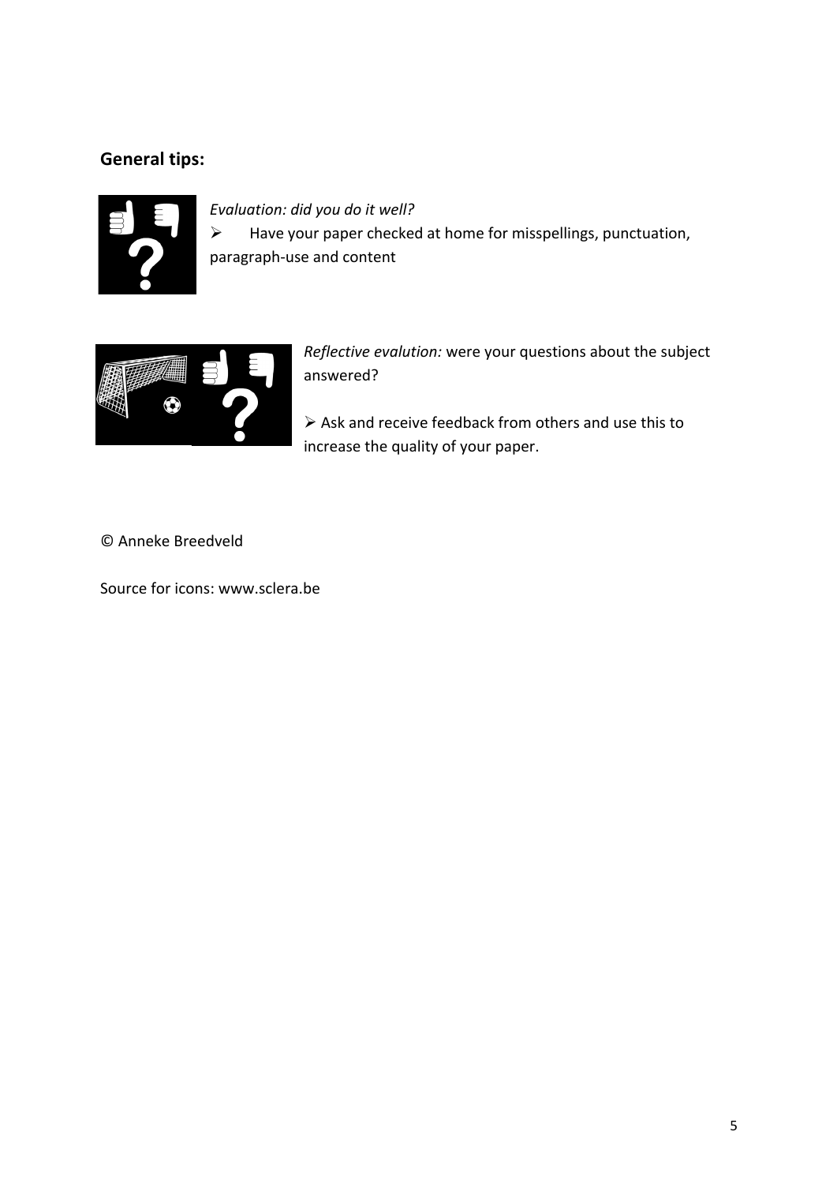## General tips:

*Evaluation: did you do it well?*

- Have your paper checked at home for misspellings, punctuation, paragraph-use and content

*Reflective evalution:* were your questions about the subject answered?

- Ask and receive feedback from others and use this to increase the quality of your paper.

© Anneke Breedveld

Source for icons: www.sclera.be